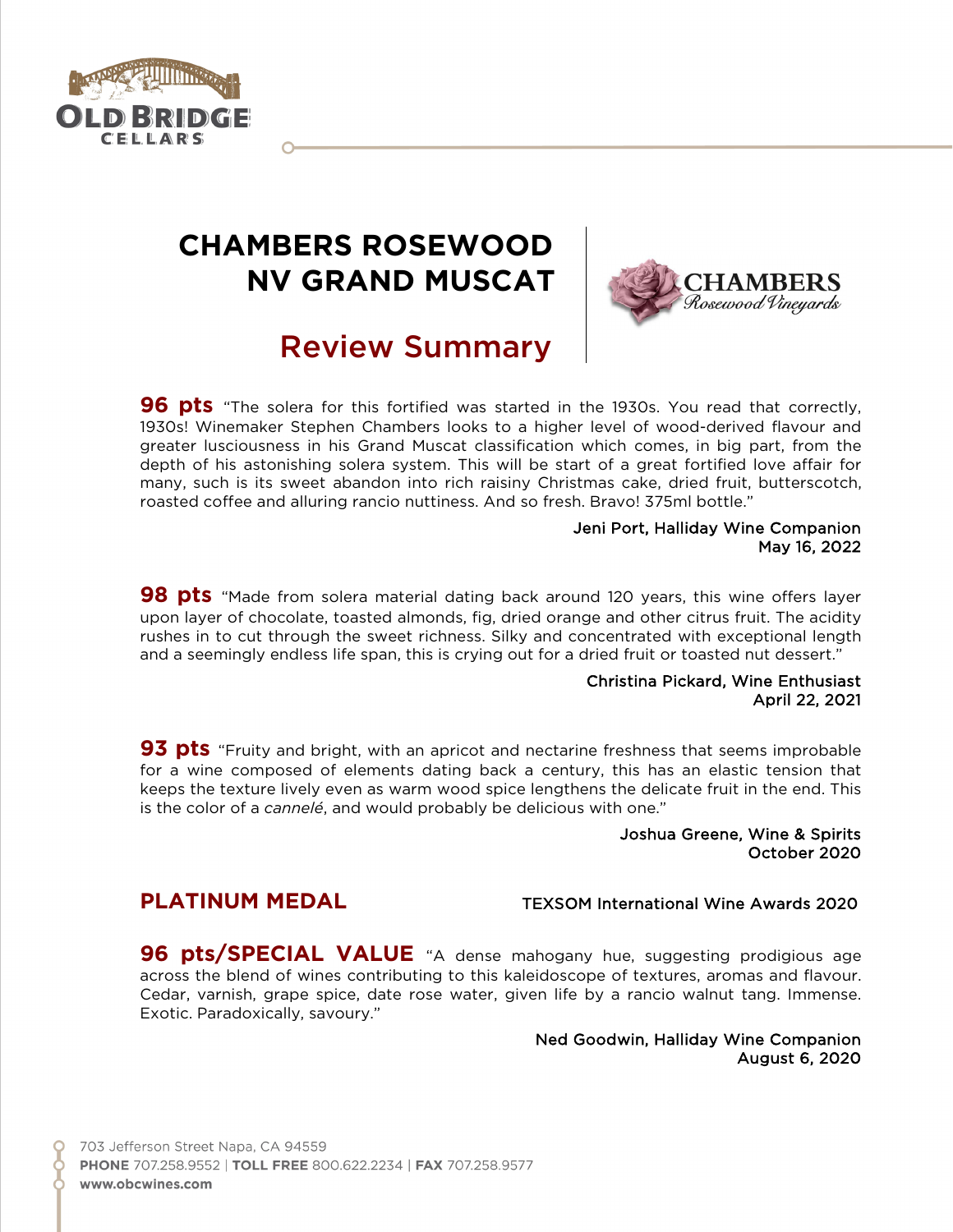# CHAMBERS ROSEWOOD NV GRAND MUSCAT

## Review Summary

**96 pts** "The solera for this fortified was started in the 1930s. You read that correctly, 1930s! Winemaker Stephen Chambers looks to a higher level of wood-derived flavour and greater lusciousness in his Grand Muscat classification which comes, in big part, from the depth of his astonishing solera system. This will be start of a great fortified love affair for many, such is its sweet abandon into rich raisiny Christmas cake, dried fruit, butterscotch, roasted coffee and alluring rancio nuttiness. And so fresh. Bravo! 375ml bottle."

Jeni Port, Halliday Wine Companion
May 16, 2022

**98 pts** "Made from solera material dating back around 120 years, this wine offers layer upon layer of chocolate, toasted almonds, fig, dried orange and other citrus fruit. The acidity rushes in to cut through the sweet richness. Silky and concentrated with exceptional length and a seemingly endless life span, this is crying out for a dried fruit or toasted nut dessert."

Christina Pickard, Wine Enthusiast
April 22, 2021

**93 pts** "Fruity and bright, with an apricot and nectarine freshness that seems improbable for a wine composed of elements dating back a century, this has an elastic tension that keeps the texture lively even as warm wood spice lengthens the delicate fruit in the end. This is the color of a *cannelé*, and would probably be delicious with one."

Joshua Greene, Wine & Spirits
October 2020

**PLATINUM MEDAL** TEXSOM International Wine Awards 2020

**96 pts/SPECIAL VALUE** "A dense mahogany hue, suggesting prodigious age across the blend of wines contributing to this kaleidoscope of textures, aromas and flavour. Cedar, varnish, grape spice, date rose water, given life by a rancio walnut tang. Immense. Exotic. Paradoxically, savoury."

Ned Goodwin, Halliday Wine Companion
August 6, 2020

703 Jefferson Street Napa, CA 94559
**PHONE** 707.258.9552 | **TOLL FREE** 800.622.2234 | **FAX** 707.258.9577
**www.obcwines.com**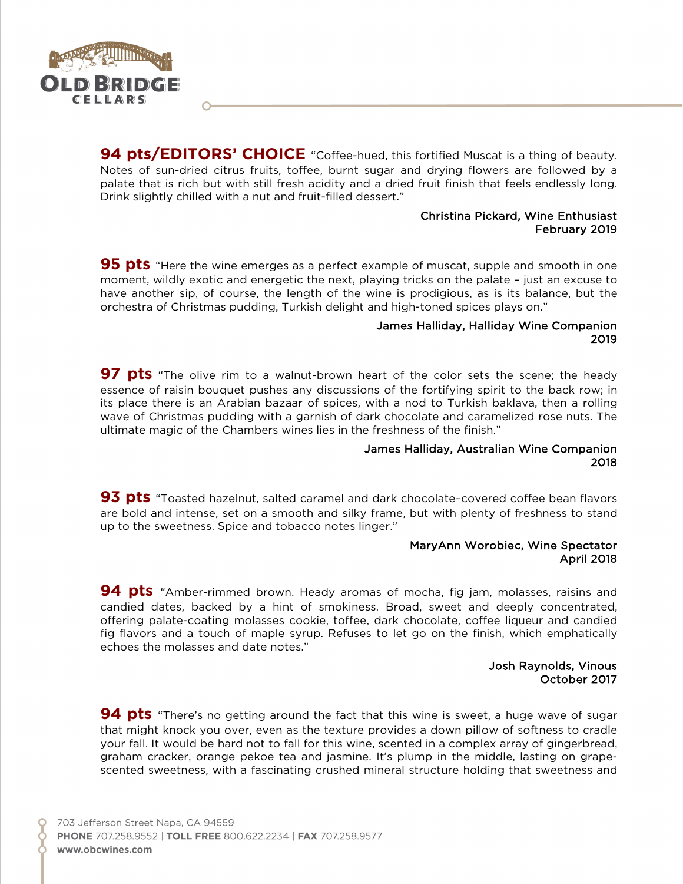**94 pts/EDITORS' CHOICE** "Coffee-hued, this fortified Muscat is a thing of beauty. Notes of sun-dried citrus fruits, toffee, burnt sugar and drying flowers are followed by a palate that is rich but with still fresh acidity and a dried fruit finish that feels endlessly long. Drink slightly chilled with a nut and fruit-filled dessert."

Christina Pickard, Wine Enthusiast
February 2019

**95 pts** "Here the wine emerges as a perfect example of muscat, supple and smooth in one moment, wildly exotic and energetic the next, playing tricks on the palate – just an excuse to have another sip, of course, the length of the wine is prodigious, as is its balance, but the orchestra of Christmas pudding, Turkish delight and high-toned spices plays on."

James Halliday, Halliday Wine Companion
2019

**97 pts** "The olive rim to a walnut-brown heart of the color sets the scene; the heady essence of raisin bouquet pushes any discussions of the fortifying spirit to the back row; in its place there is an Arabian bazaar of spices, with a nod to Turkish baklava, then a rolling wave of Christmas pudding with a garnish of dark chocolate and caramelized rose nuts. The ultimate magic of the Chambers wines lies in the freshness of the finish."

James Halliday, Australian Wine Companion
2018

**93 pts** "Toasted hazelnut, salted caramel and dark chocolate–covered coffee bean flavors are bold and intense, set on a smooth and silky frame, but with plenty of freshness to stand up to the sweetness. Spice and tobacco notes linger."

MaryAnn Worobiec, Wine Spectator
April 2018

**94 pts** "Amber-rimmed brown. Heady aromas of mocha, fig jam, molasses, raisins and candied dates, backed by a hint of smokiness. Broad, sweet and deeply concentrated, offering palate-coating molasses cookie, toffee, dark chocolate, coffee liqueur and candied fig flavors and a touch of maple syrup. Refuses to let go on the finish, which emphatically echoes the molasses and date notes."

Josh Raynolds, Vinous
October 2017

**94 pts** "There's no getting around the fact that this wine is sweet, a huge wave of sugar that might knock you over, even as the texture provides a down pillow of softness to cradle your fall. It would be hard not to fall for this wine, scented in a complex array of gingerbread, graham cracker, orange pekoe tea and jasmine. It's plump in the middle, lasting on grape-scented sweetness, with a fascinating crushed mineral structure holding that sweetness and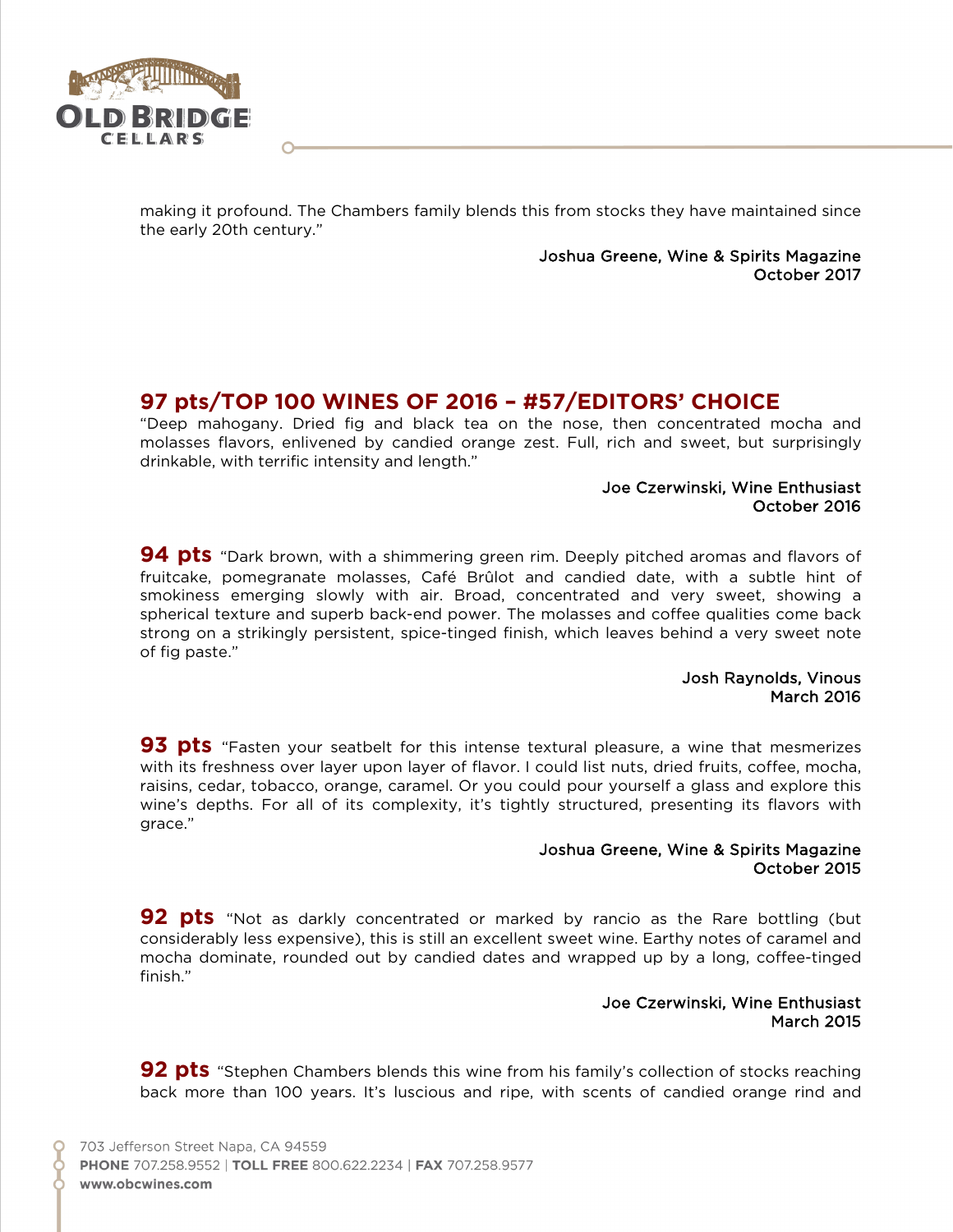making it profound. The Chambers family blends this from stocks they have maintained since the early 20th century."

Joshua Greene, Wine & Spirits Magazine
October 2017

## 97 pts/TOP 100 WINES OF 2016 – #57/EDITORS' CHOICE

"Deep mahogany. Dried fig and black tea on the nose, then concentrated mocha and molasses flavors, enlivened by candied orange zest. Full, rich and sweet, but surprisingly drinkable, with terrific intensity and length."

Joe Czerwinski, Wine Enthusiast
October 2016

**94 pts** "Dark brown, with a shimmering green rim. Deeply pitched aromas and flavors of fruitcake, pomegranate molasses, Café Brûlot and candied date, with a subtle hint of smokiness emerging slowly with air. Broad, concentrated and very sweet, showing a spherical texture and superb back-end power. The molasses and coffee qualities come back strong on a strikingly persistent, spice-tinged finish, which leaves behind a very sweet note of fig paste."

Josh Raynolds, Vinous
March 2016

**93 pts** "Fasten your seatbelt for this intense textural pleasure, a wine that mesmerizes with its freshness over layer upon layer of flavor. I could list nuts, dried fruits, coffee, mocha, raisins, cedar, tobacco, orange, caramel. Or you could pour yourself a glass and explore this wine's depths. For all of its complexity, it's tightly structured, presenting its flavors with grace."

Joshua Greene, Wine & Spirits Magazine
October 2015

**92 pts** "Not as darkly concentrated or marked by rancio as the Rare bottling (but considerably less expensive), this is still an excellent sweet wine. Earthy notes of caramel and mocha dominate, rounded out by candied dates and wrapped up by a long, coffee-tinged finish."

Joe Czerwinski, Wine Enthusiast
March 2015

**92 pts** "Stephen Chambers blends this wine from his family's collection of stocks reaching back more than 100 years. It's luscious and ripe, with scents of candied orange rind and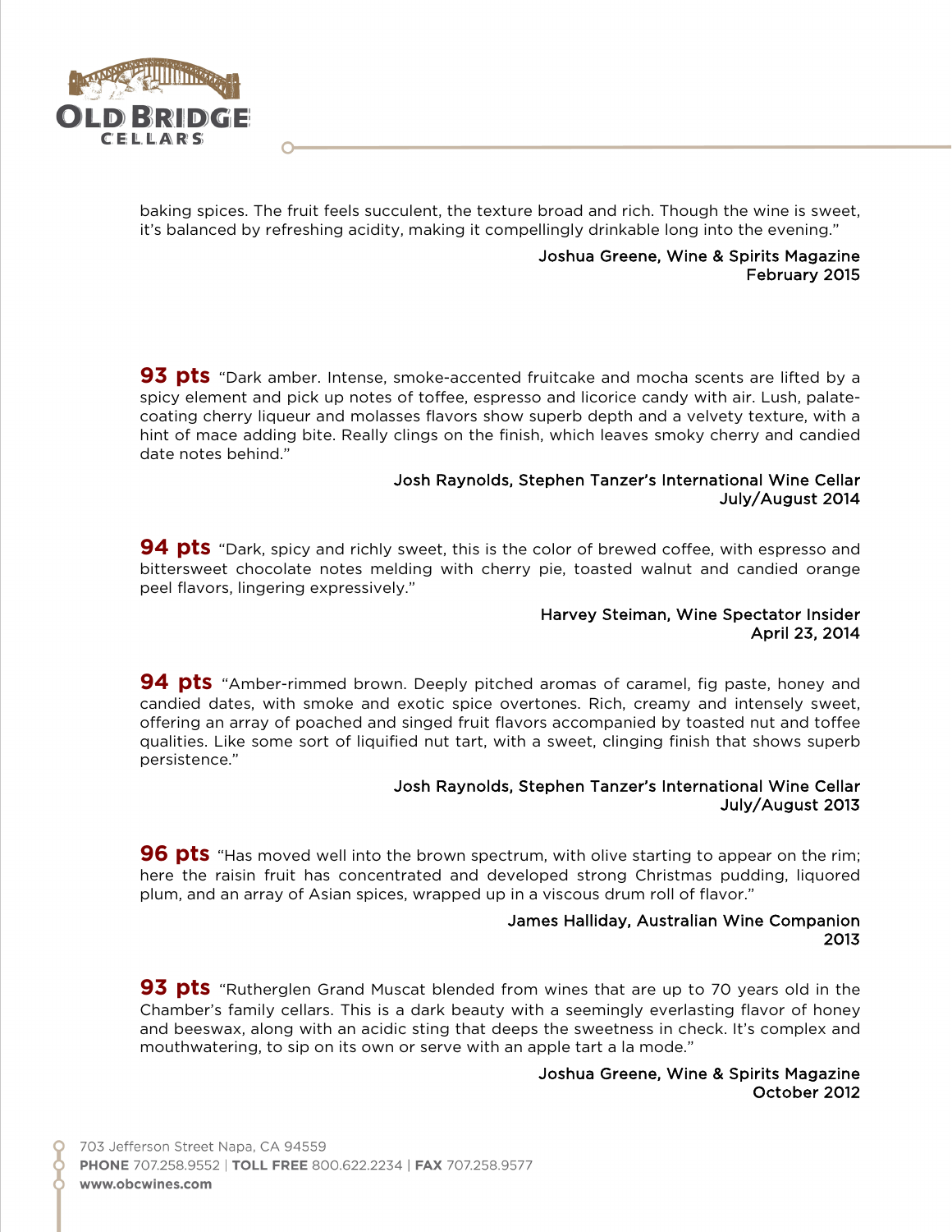baking spices. The fruit feels succulent, the texture broad and rich. Though the wine is sweet, it's balanced by refreshing acidity, making it compellingly drinkable long into the evening."

Joshua Greene, Wine & Spirits Magazine
February 2015

**93 pts** "Dark amber. Intense, smoke-accented fruitcake and mocha scents are lifted by a spicy element and pick up notes of toffee, espresso and licorice candy with air. Lush, palate-coating cherry liqueur and molasses flavors show superb depth and a velvety texture, with a hint of mace adding bite. Really clings on the finish, which leaves smoky cherry and candied date notes behind."

Josh Raynolds, Stephen Tanzer's International Wine Cellar
July/August 2014

**94 pts** "Dark, spicy and richly sweet, this is the color of brewed coffee, with espresso and bittersweet chocolate notes melding with cherry pie, toasted walnut and candied orange peel flavors, lingering expressively."

Harvey Steiman, Wine Spectator Insider
April 23, 2014

**94 pts** "Amber-rimmed brown. Deeply pitched aromas of caramel, fig paste, honey and candied dates, with smoke and exotic spice overtones. Rich, creamy and intensely sweet, offering an array of poached and singed fruit flavors accompanied by toasted nut and toffee qualities. Like some sort of liquified nut tart, with a sweet, clinging finish that shows superb persistence."

Josh Raynolds, Stephen Tanzer's International Wine Cellar
July/August 2013

**96 pts** "Has moved well into the brown spectrum, with olive starting to appear on the rim; here the raisin fruit has concentrated and developed strong Christmas pudding, liquored plum, and an array of Asian spices, wrapped up in a viscous drum roll of flavor."

James Halliday, Australian Wine Companion
2013

**93 pts** "Rutherglen Grand Muscat blended from wines that are up to 70 years old in the Chamber's family cellars. This is a dark beauty with a seemingly everlasting flavor of honey and beeswax, along with an acidic sting that deeps the sweetness in check. It's complex and mouthwatering, to sip on its own or serve with an apple tart a la mode."

Joshua Greene, Wine & Spirits Magazine
October 2012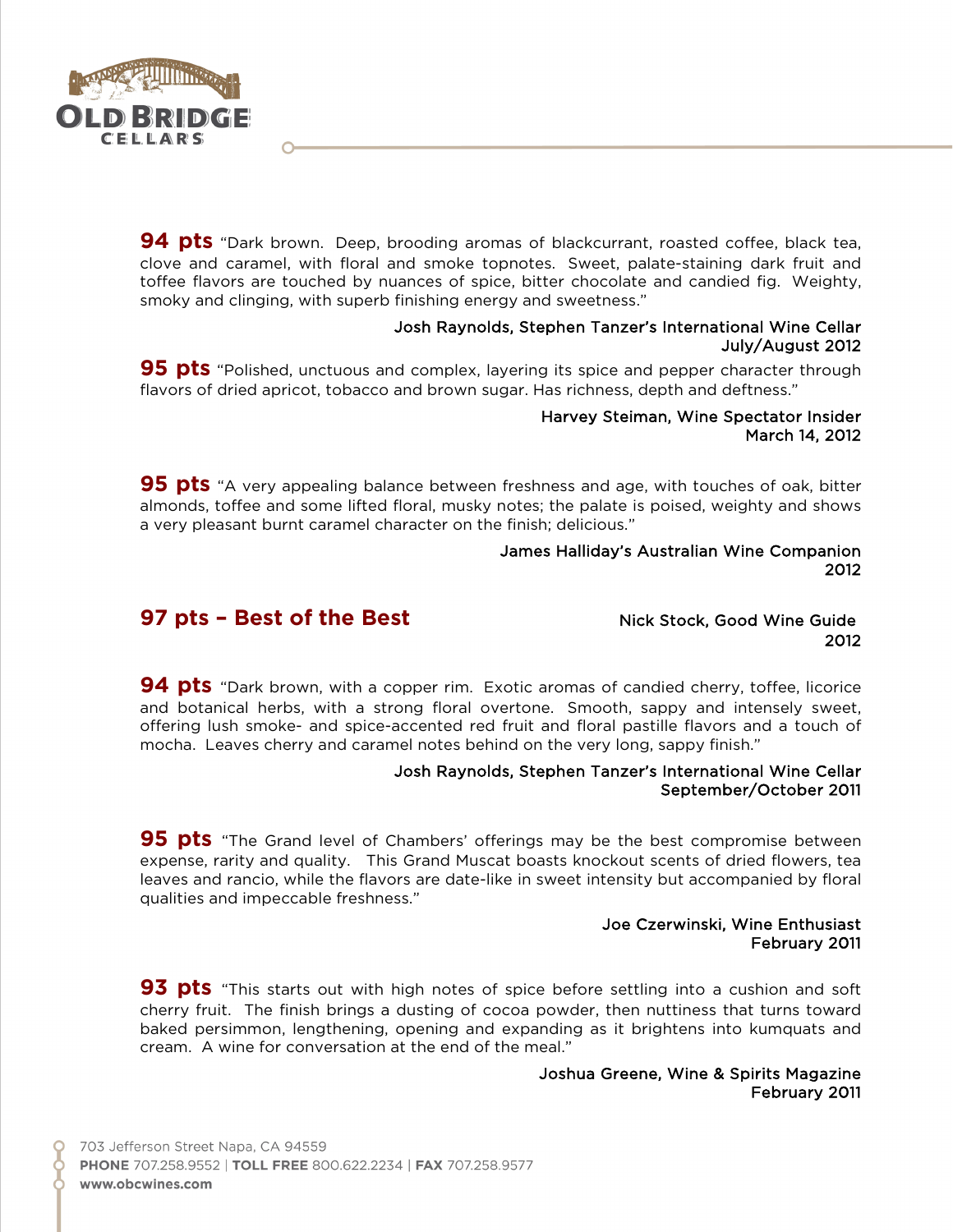**94 pts** "Dark brown. Deep, brooding aromas of blackcurrant, roasted coffee, black tea, clove and caramel, with floral and smoke topnotes. Sweet, palate-staining dark fruit and toffee flavors are touched by nuances of spice, bitter chocolate and candied fig. Weighty, smoky and clinging, with superb finishing energy and sweetness."

Josh Raynolds, Stephen Tanzer's International Wine Cellar
July/August 2012

**95 pts** "Polished, unctuous and complex, layering its spice and pepper character through flavors of dried apricot, tobacco and brown sugar. Has richness, depth and deftness."

Harvey Steiman, Wine Spectator Insider
March 14, 2012

**95 pts** "A very appealing balance between freshness and age, with touches of oak, bitter almonds, toffee and some lifted floral, musky notes; the palate is poised, weighty and shows a very pleasant burnt caramel character on the finish; delicious."

James Halliday's Australian Wine Companion
2012

**97 pts – Best of the Best**

Nick Stock, Good Wine Guide
2012

**94 pts** "Dark brown, with a copper rim. Exotic aromas of candied cherry, toffee, licorice and botanical herbs, with a strong floral overtone. Smooth, sappy and intensely sweet, offering lush smoke- and spice-accented red fruit and floral pastille flavors and a touch of mocha. Leaves cherry and caramel notes behind on the very long, sappy finish."

Josh Raynolds, Stephen Tanzer's International Wine Cellar
September/October 2011

**95 pts** "The Grand level of Chambers' offerings may be the best compromise between expense, rarity and quality. This Grand Muscat boasts knockout scents of dried flowers, tea leaves and rancio, while the flavors are date-like in sweet intensity but accompanied by floral qualities and impeccable freshness."

Joe Czerwinski, Wine Enthusiast
February 2011

**93 pts** "This starts out with high notes of spice before settling into a cushion and soft cherry fruit. The finish brings a dusting of cocoa powder, then nuttiness that turns toward baked persimmon, lengthening, opening and expanding as it brightens into kumquats and cream. A wine for conversation at the end of the meal."

Joshua Greene, Wine & Spirits Magazine
February 2011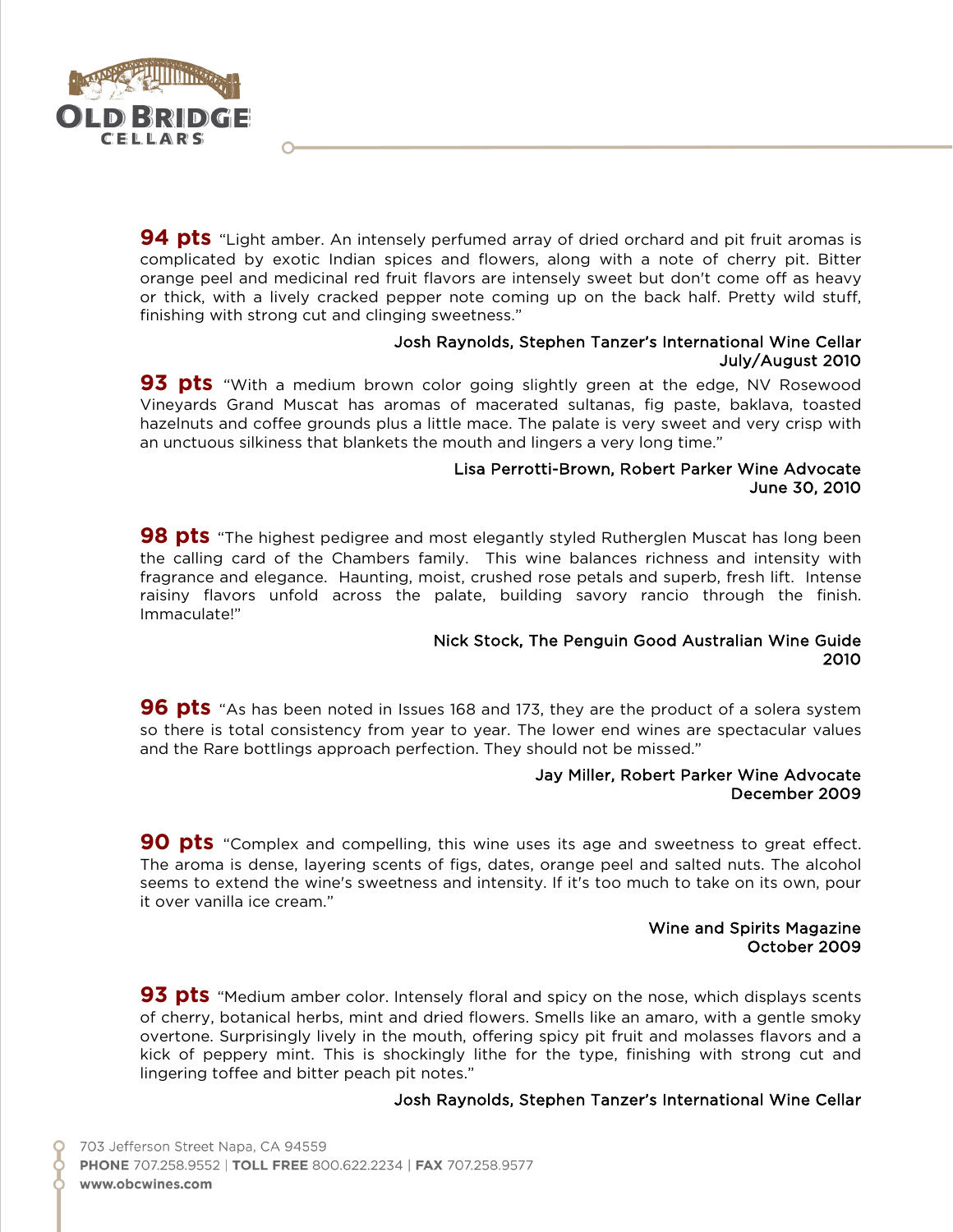**94 pts** "Light amber. An intensely perfumed array of dried orchard and pit fruit aromas is complicated by exotic Indian spices and flowers, along with a note of cherry pit. Bitter orange peel and medicinal red fruit flavors are intensely sweet but don't come off as heavy or thick, with a lively cracked pepper note coming up on the back half. Pretty wild stuff, finishing with strong cut and clinging sweetness."

Josh Raynolds, Stephen Tanzer's International Wine Cellar
July/August 2010

**93 pts** "With a medium brown color going slightly green at the edge, NV Rosewood Vineyards Grand Muscat has aromas of macerated sultanas, fig paste, baklava, toasted hazelnuts and coffee grounds plus a little mace. The palate is very sweet and very crisp with an unctuous silkiness that blankets the mouth and lingers a very long time."

Lisa Perrotti-Brown, Robert Parker Wine Advocate
June 30, 2010

**98 pts** "The highest pedigree and most elegantly styled Rutherglen Muscat has long been the calling card of the Chambers family. This wine balances richness and intensity with fragrance and elegance. Haunting, moist, crushed rose petals and superb, fresh lift. Intense raisiny flavors unfold across the palate, building savory rancio through the finish. Immaculate!"

Nick Stock, The Penguin Good Australian Wine Guide
2010

**96 pts** "As has been noted in Issues 168 and 173, they are the product of a solera system so there is total consistency from year to year. The lower end wines are spectacular values and the Rare bottlings approach perfection. They should not be missed."

Jay Miller, Robert Parker Wine Advocate
December 2009

**90 pts** "Complex and compelling, this wine uses its age and sweetness to great effect. The aroma is dense, layering scents of figs, dates, orange peel and salted nuts. The alcohol seems to extend the wine's sweetness and intensity. If it's too much to take on its own, pour it over vanilla ice cream."

Wine and Spirits Magazine
October 2009

**93 pts** "Medium amber color. Intensely floral and spicy on the nose, which displays scents of cherry, botanical herbs, mint and dried flowers. Smells like an amaro, with a gentle smoky overtone. Surprisingly lively in the mouth, offering spicy pit fruit and molasses flavors and a kick of peppery mint. This is shockingly lithe for the type, finishing with strong cut and lingering toffee and bitter peach pit notes."

Josh Raynolds, Stephen Tanzer's International Wine Cellar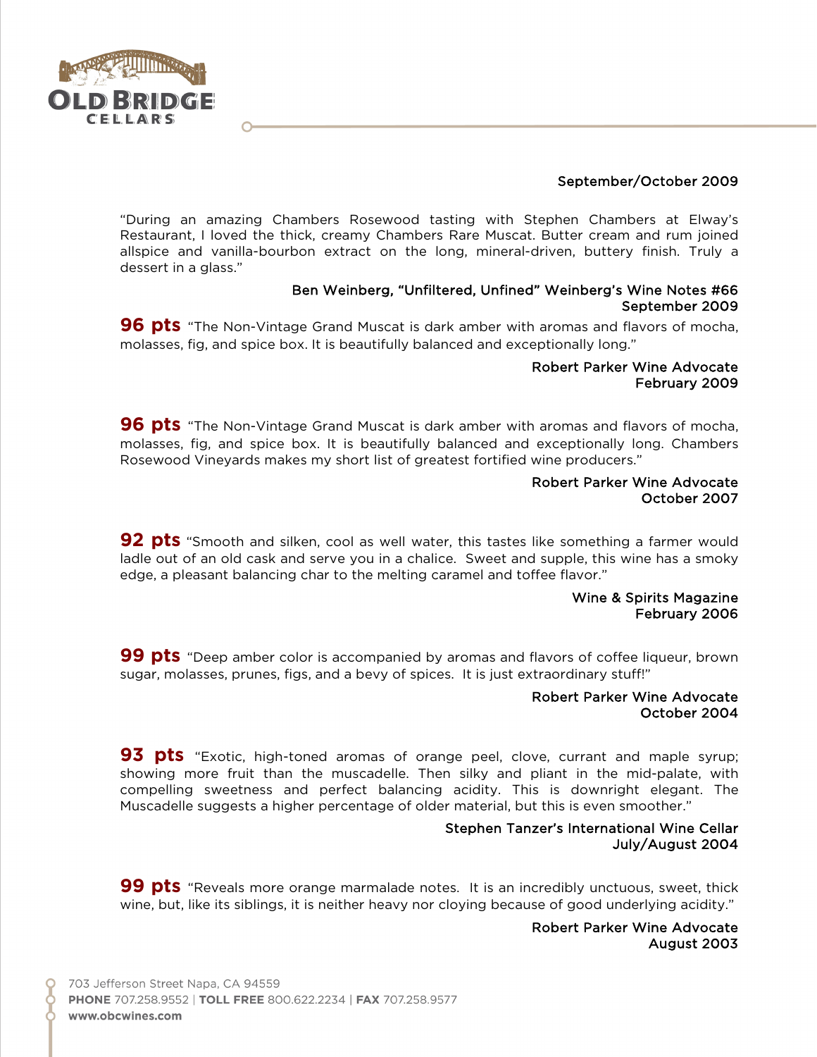September/October 2009

"During an amazing Chambers Rosewood tasting with Stephen Chambers at Elway's Restaurant, I loved the thick, creamy Chambers Rare Muscat. Butter cream and rum joined allspice and vanilla-bourbon extract on the long, mineral-driven, buttery finish. Truly a dessert in a glass."

Ben Weinberg, "Unfiltered, Unfined" Weinberg's Wine Notes #66
September 2009

**96 pts** "The Non-Vintage Grand Muscat is dark amber with aromas and flavors of mocha, molasses, fig, and spice box. It is beautifully balanced and exceptionally long."

Robert Parker Wine Advocate
February 2009

**96 pts** "The Non-Vintage Grand Muscat is dark amber with aromas and flavors of mocha, molasses, fig, and spice box. It is beautifully balanced and exceptionally long. Chambers Rosewood Vineyards makes my short list of greatest fortified wine producers."

Robert Parker Wine Advocate
October 2007

**92 pts** "Smooth and silken, cool as well water, this tastes like something a farmer would ladle out of an old cask and serve you in a chalice. Sweet and supple, this wine has a smoky edge, a pleasant balancing char to the melting caramel and toffee flavor."

Wine & Spirits Magazine
February 2006

**99 pts** "Deep amber color is accompanied by aromas and flavors of coffee liqueur, brown sugar, molasses, prunes, figs, and a bevy of spices. It is just extraordinary stuff!"

Robert Parker Wine Advocate
October 2004

**93 pts** "Exotic, high-toned aromas of orange peel, clove, currant and maple syrup; showing more fruit than the muscadelle. Then silky and pliant in the mid-palate, with compelling sweetness and perfect balancing acidity. This is downright elegant. The Muscadelle suggests a higher percentage of older material, but this is even smoother."

Stephen Tanzer's International Wine Cellar
July/August 2004

**99 pts** "Reveals more orange marmalade notes. It is an incredibly unctuous, sweet, thick wine, but, like its siblings, it is neither heavy nor cloying because of good underlying acidity."

Robert Parker Wine Advocate
August 2003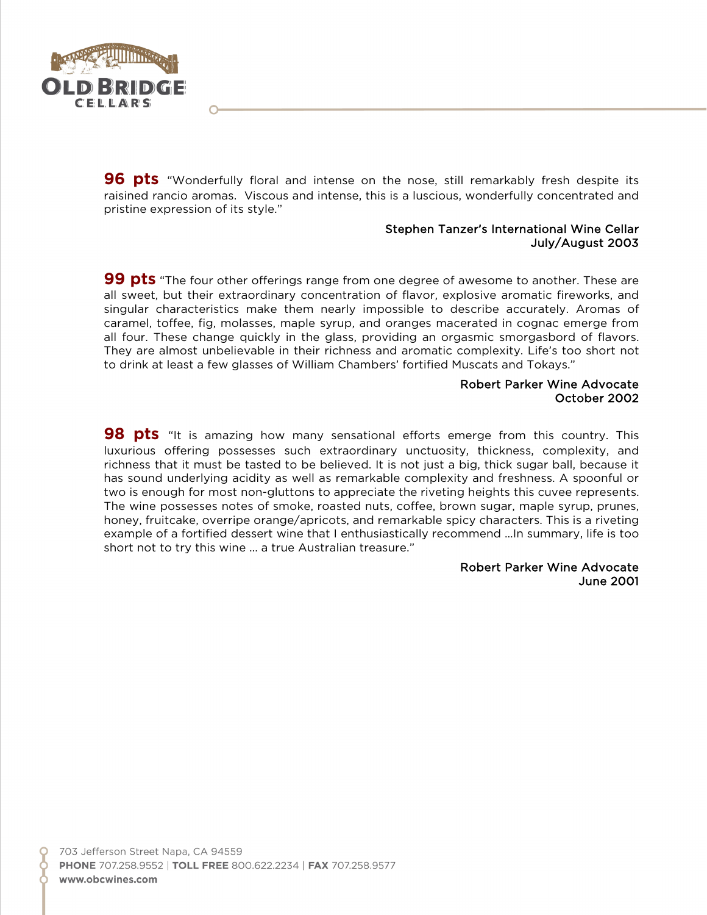**96 pts** "Wonderfully floral and intense on the nose, still remarkably fresh despite its raisined rancio aromas. Viscous and intense, this is a luscious, wonderfully concentrated and pristine expression of its style."

Stephen Tanzer's International Wine Cellar
July/August 2003

**99 pts** "The four other offerings range from one degree of awesome to another. These are all sweet, but their extraordinary concentration of flavor, explosive aromatic fireworks, and singular characteristics make them nearly impossible to describe accurately. Aromas of caramel, toffee, fig, molasses, maple syrup, and oranges macerated in cognac emerge from all four. These change quickly in the glass, providing an orgasmic smorgasbord of flavors. They are almost unbelievable in their richness and aromatic complexity. Life's too short not to drink at least a few glasses of William Chambers' fortified Muscats and Tokays."

Robert Parker Wine Advocate
October 2002

**98 pts** "It is amazing how many sensational efforts emerge from this country. This luxurious offering possesses such extraordinary unctuosity, thickness, complexity, and richness that it must be tasted to be believed. It is not just a big, thick sugar ball, because it has sound underlying acidity as well as remarkable complexity and freshness. A spoonful or two is enough for most non-gluttons to appreciate the riveting heights this cuvee represents. The wine possesses notes of smoke, roasted nuts, coffee, brown sugar, maple syrup, prunes, honey, fruitcake, overripe orange/apricots, and remarkable spicy characters. This is a riveting example of a fortified dessert wine that I enthusiastically recommend ...In summary, life is too short not to try this wine ... a true Australian treasure."

Robert Parker Wine Advocate
June 2001

703 Jefferson Street Napa, CA 94559
**PHONE** 707.258.9552 | **TOLL FREE** 800.622.2234 | **FAX** 707.258.9577
**www.obcwines.com**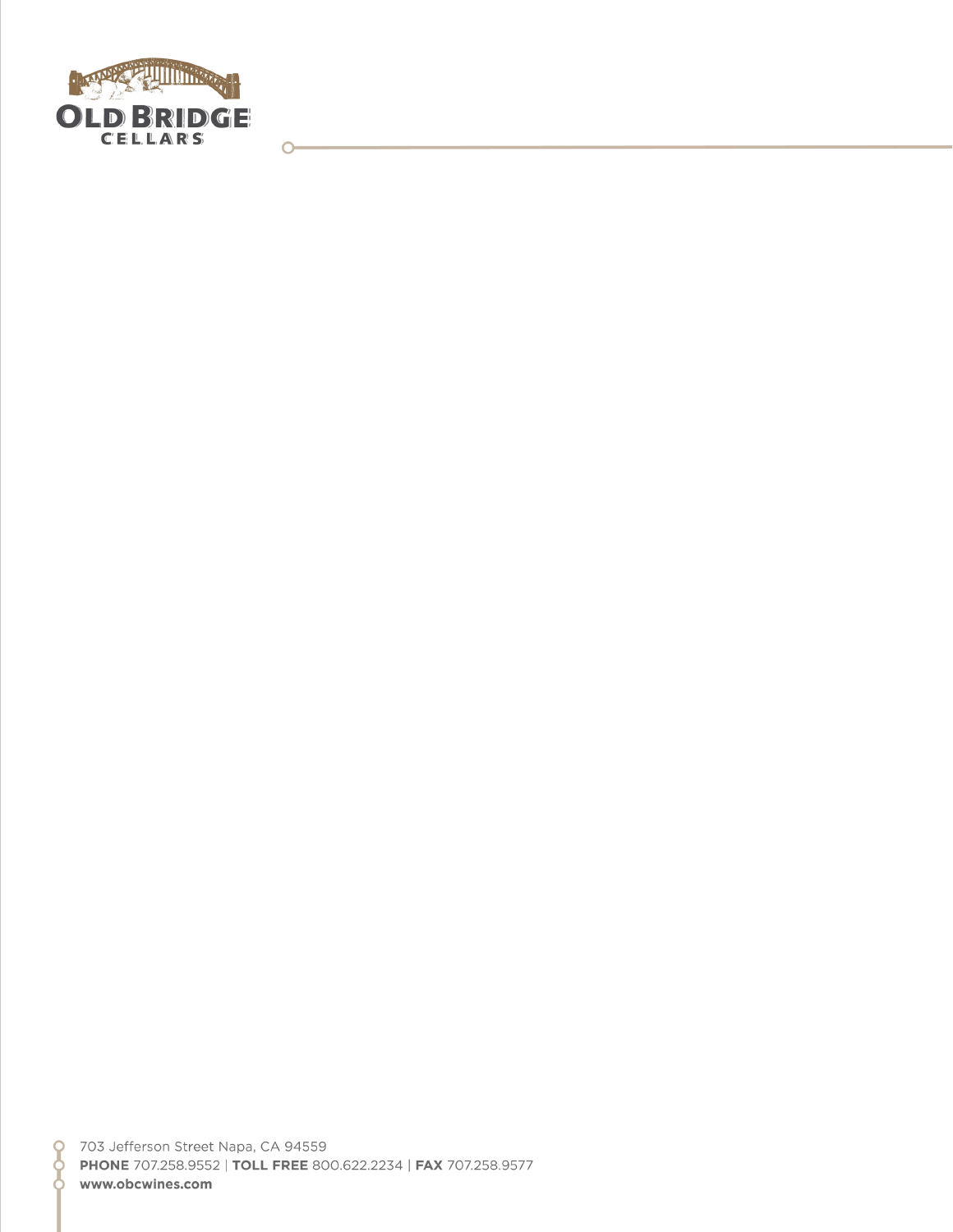OLD BRIDGE
CELLARS

703 Jefferson Street Napa, CA 94559
**PHONE** 707.258.9552 | **TOLL FREE** 800.622.2234 | **FAX** 707.258.9577
**www.obcwines.com**